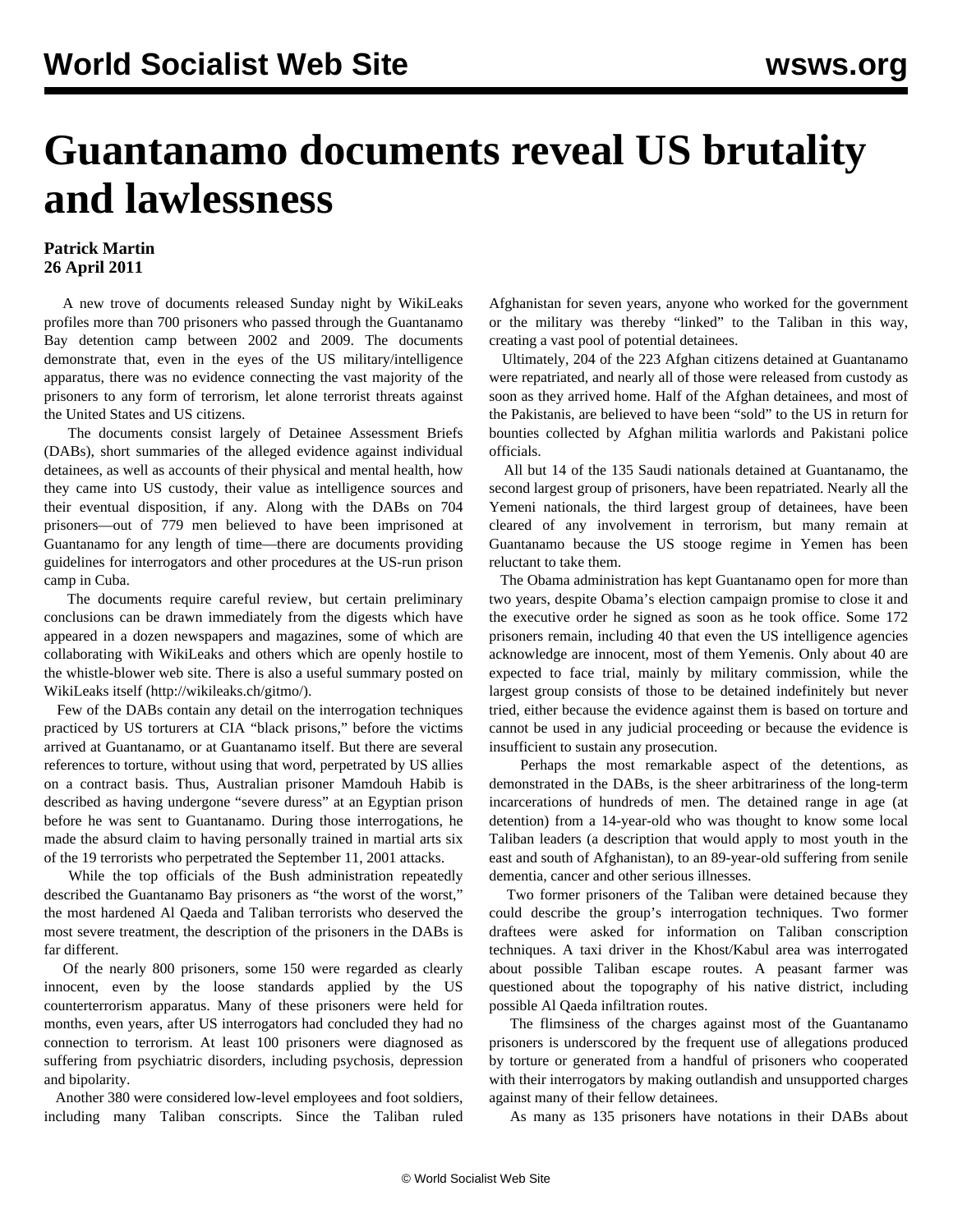# Guantanamo documents reveal US brutality and lawlessness

**Patrick Martin**
**26 April 2011**

A new trove of documents released Sunday night by WikiLeaks profiles more than 700 prisoners who passed through the Guantanamo Bay detention camp between 2002 and 2009. The documents demonstrate that, even in the eyes of the US military/intelligence apparatus, there was no evidence connecting the vast majority of the prisoners to any form of terrorism, let alone terrorist threats against the United States and US citizens.

The documents consist largely of Detainee Assessment Briefs (DABs), short summaries of the alleged evidence against individual detainees, as well as accounts of their physical and mental health, how they came into US custody, their value as intelligence sources and their eventual disposition, if any. Along with the DABs on 704 prisoners—out of 779 men believed to have been imprisoned at Guantanamo for any length of time—there are documents providing guidelines for interrogators and other procedures at the US-run prison camp in Cuba.

The documents require careful review, but certain preliminary conclusions can be drawn immediately from the digests which have appeared in a dozen newspapers and magazines, some of which are collaborating with WikiLeaks and others which are openly hostile to the whistle-blower web site. There is also a useful summary posted on WikiLeaks itself (http://wikileaks.ch/gitmo/).

Few of the DABs contain any detail on the interrogation techniques practiced by US torturers at CIA "black prisons," before the victims arrived at Guantanamo, or at Guantanamo itself. But there are several references to torture, without using that word, perpetrated by US allies on a contract basis. Thus, Australian prisoner Mamdouh Habib is described as having undergone "severe duress" at an Egyptian prison before he was sent to Guantanamo. During those interrogations, he made the absurd claim to having personally trained in martial arts six of the 19 terrorists who perpetrated the September 11, 2001 attacks.

While the top officials of the Bush administration repeatedly described the Guantanamo Bay prisoners as "the worst of the worst," the most hardened Al Qaeda and Taliban terrorists who deserved the most severe treatment, the description of the prisoners in the DABs is far different.

Of the nearly 800 prisoners, some 150 were regarded as clearly innocent, even by the loose standards applied by the US counterterrorism apparatus. Many of these prisoners were held for months, even years, after US interrogators had concluded they had no connection to terrorism. At least 100 prisoners were diagnosed as suffering from psychiatric disorders, including psychosis, depression and bipolarity.

Another 380 were considered low-level employees and foot soldiers, including many Taliban conscripts. Since the Taliban ruled Afghanistan for seven years, anyone who worked for the government or the military was thereby "linked" to the Taliban in this way, creating a vast pool of potential detainees.

Ultimately, 204 of the 223 Afghan citizens detained at Guantanamo were repatriated, and nearly all of those were released from custody as soon as they arrived home. Half of the Afghan detainees, and most of the Pakistanis, are believed to have been "sold" to the US in return for bounties collected by Afghan militia warlords and Pakistani police officials.

All but 14 of the 135 Saudi nationals detained at Guantanamo, the second largest group of prisoners, have been repatriated. Nearly all the Yemeni nationals, the third largest group of detainees, have been cleared of any involvement in terrorism, but many remain at Guantanamo because the US stooge regime in Yemen has been reluctant to take them.

The Obama administration has kept Guantanamo open for more than two years, despite Obama's election campaign promise to close it and the executive order he signed as soon as he took office. Some 172 prisoners remain, including 40 that even the US intelligence agencies acknowledge are innocent, most of them Yemenis. Only about 40 are expected to face trial, mainly by military commission, while the largest group consists of those to be detained indefinitely but never tried, either because the evidence against them is based on torture and cannot be used in any judicial proceeding or because the evidence is insufficient to sustain any prosecution.

Perhaps the most remarkable aspect of the detentions, as demonstrated in the DABs, is the sheer arbitrariness of the long-term incarcerations of hundreds of men. The detained range in age (at detention) from a 14-year-old who was thought to know some local Taliban leaders (a description that would apply to most youth in the east and south of Afghanistan), to an 89-year-old suffering from senile dementia, cancer and other serious illnesses.

Two former prisoners of the Taliban were detained because they could describe the group's interrogation techniques. Two former draftees were asked for information on Taliban conscription techniques. A taxi driver in the Khost/Kabul area was interrogated about possible Taliban escape routes. A peasant farmer was questioned about the topography of his native district, including possible Al Qaeda infiltration routes.

The flimsiness of the charges against most of the Guantanamo prisoners is underscored by the frequent use of allegations produced by torture or generated from a handful of prisoners who cooperated with their interrogators by making outlandish and unsupported charges against many of their fellow detainees.

As many as 135 prisoners have notations in their DABs about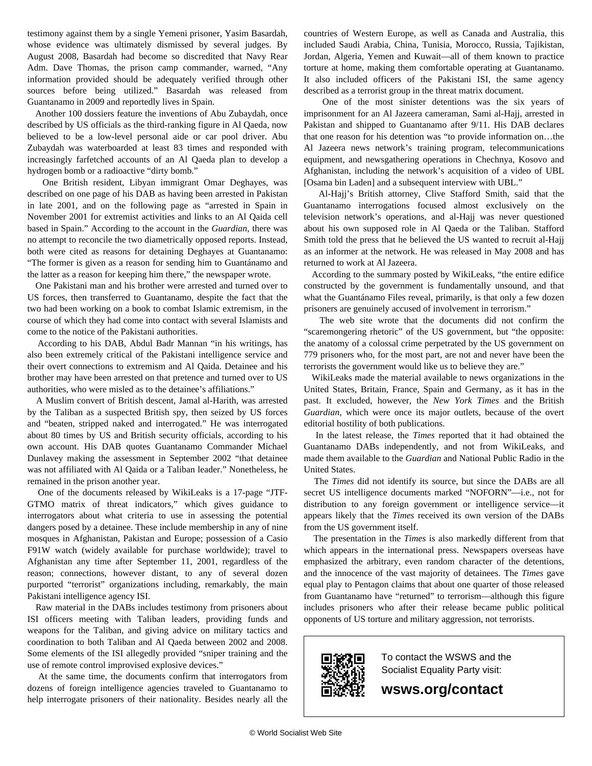testimony against them by a single Yemeni prisoner, Yasim Basardah, whose evidence was ultimately dismissed by several judges. By August 2008, Basardah had become so discredited that Navy Rear Adm. Dave Thomas, the prison camp commander, warned, "Any information provided should be adequately verified through other sources before being utilized." Basardah was released from Guantanamo in 2009 and reportedly lives in Spain.

Another 100 dossiers feature the inventions of Abu Zubaydah, once described by US officials as the third-ranking figure in Al Qaeda, now believed to be a low-level personal aide or car pool driver. Abu Zubaydah was waterboarded at least 83 times and responded with increasingly farfetched accounts of an Al Qaeda plan to develop a hydrogen bomb or a radioactive "dirty bomb."

One British resident, Libyan immigrant Omar Deghayes, was described on one page of his DAB as having been arrested in Pakistan in late 2001, and on the following page as "arrested in Spain in November 2001 for extremist activities and links to an Al Qaida cell based in Spain." According to the account in the *Guardian*, there was no attempt to reconcile the two diametrically opposed reports. Instead, both were cited as reasons for detaining Deghayes at Guantanamo: "The former is given as a reason for sending him to Guantánamo and the latter as a reason for keeping him there," the newspaper wrote.

One Pakistani man and his brother were arrested and turned over to US forces, then transferred to Guantanamo, despite the fact that the two had been working on a book to combat Islamic extremism, in the course of which they had come into contact with several Islamists and come to the notice of the Pakistani authorities.

According to his DAB, Abdul Badr Mannan "in his writings, has also been extremely critical of the Pakistani intelligence service and their overt connections to extremism and Al Qaida. Detainee and his brother may have been arrested on that pretence and turned over to US authorities, who were misled as to the detainee's affiliations."

A Muslim convert of British descent, Jamal al-Harith, was arrested by the Taliban as a suspected British spy, then seized by US forces and "beaten, stripped naked and interrogated." He was interrogated about 80 times by US and British security officials, according to his own account. His DAB quotes Guantanamo Commander Michael Dunlavey making the assessment in September 2002 "that detainee was not affiliated with Al Qaida or a Taliban leader." Nonetheless, he remained in the prison another year.

One of the documents released by WikiLeaks is a 17-page "JTF-GTMO matrix of threat indicators," which gives guidance to interrogators about what criteria to use in assessing the potential dangers posed by a detainee. These include membership in any of nine mosques in Afghanistan, Pakistan and Europe; possession of a Casio F91W watch (widely available for purchase worldwide); travel to Afghanistan any time after September 11, 2001, regardless of the reason; connections, however distant, to any of several dozen purported "terrorist" organizations including, remarkably, the main Pakistani intelligence agency ISI.

Raw material in the DABs includes testimony from prisoners about ISI officers meeting with Taliban leaders, providing funds and weapons for the Taliban, and giving advice on military tactics and coordination to both Taliban and Al Qaeda between 2002 and 2008. Some elements of the ISI allegedly provided "sniper training and the use of remote control improvised explosive devices."

At the same time, the documents confirm that interrogators from dozens of foreign intelligence agencies traveled to Guantanamo to help interrogate prisoners of their nationality. Besides nearly all the countries of Western Europe, as well as Canada and Australia, this included Saudi Arabia, China, Tunisia, Morocco, Russia, Tajikistan, Jordan, Algeria, Yemen and Kuwait—all of them known to practice torture at home, making them comfortable operating at Guantanamo. It also included officers of the Pakistani ISI, the same agency described as a terrorist group in the threat matrix document.

One of the most sinister detentions was the six years of imprisonment for an Al Jazeera cameraman, Sami al-Hajj, arrested in Pakistan and shipped to Guantanamo after 9/11. His DAB declares that one reason for his detention was "to provide information on…the Al Jazeera news network's training program, telecommunications equipment, and newsgathering operations in Chechnya, Kosovo and Afghanistan, including the network's acquisition of a video of UBL [Osama bin Laden] and a subsequent interview with UBL."

Al-Hajj's British attorney, Clive Stafford Smith, said that the Guantanamo interrogations focused almost exclusively on the television network's operations, and al-Hajj was never questioned about his own supposed role in Al Qaeda or the Taliban. Stafford Smith told the press that he believed the US wanted to recruit al-Hajj as an informer at the network. He was released in May 2008 and has returned to work at Al Jazeera.

According to the summary posted by WikiLeaks, "the entire edifice constructed by the government is fundamentally unsound, and that what the Guantánamo Files reveal, primarily, is that only a few dozen prisoners are genuinely accused of involvement in terrorism."

The web site wrote that the documents did not confirm the "scaremongering rhetoric" of the US government, but "the opposite: the anatomy of a colossal crime perpetrated by the US government on 779 prisoners who, for the most part, are not and never have been the terrorists the government would like us to believe they are."

WikiLeaks made the material available to news organizations in the United States, Britain, France, Spain and Germany, as it has in the past. It excluded, however, the *New York Times* and the British *Guardian*, which were once its major outlets, because of the overt editorial hostility of both publications.

In the latest release, the *Times* reported that it had obtained the Guantanamo DABs independently, and not from WikiLeaks, and made them available to the *Guardian* and National Public Radio in the United States.

The *Times* did not identify its source, but since the DABs are all secret US intelligence documents marked "NOFORN"—i.e., not for distribution to any foreign government or intelligence service—it appears likely that the *Times* received its own version of the DABs from the US government itself.

The presentation in the *Times* is also markedly different from that which appears in the international press. Newspapers overseas have emphasized the arbitrary, even random character of the detentions, and the innocence of the vast majority of detainees. The *Times* gave equal play to Pentagon claims that about one quarter of those released from Guantanamo have "returned" to terrorism—although this figure includes prisoners who after their release became public political opponents of US torture and military aggression, not terrorists.

To contact the WSWS and the Socialist Equality Party visit:

**wsws.org/contact**